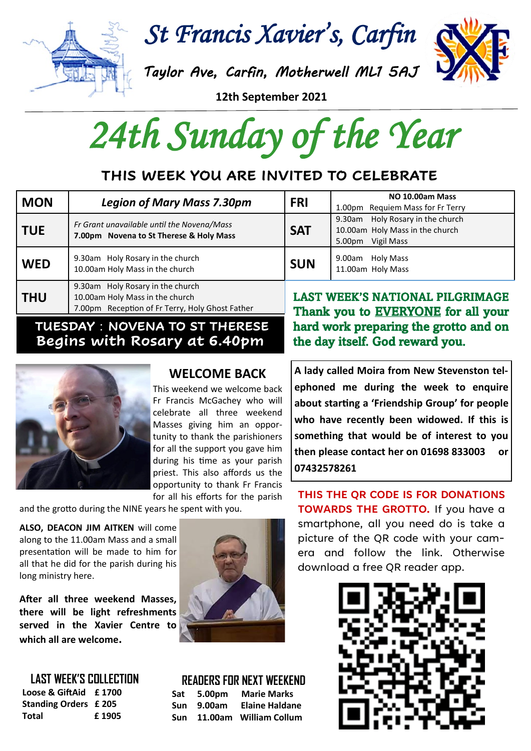# St Francis Xavier's, Carfin

Taylor Ave, Carfin, Motherwell ML1 5AJ

**12th September 2021**

# 24th Sunday of the Year

## THIS WEEK YOU ARE INVITED TO CELEBRATE

| Day | Details | Day | Details |
|---|---|---|---|
| **MON** | ***Legion of Mary Mass 7.30pm*** | **FRI** | **NO 10.00am Mass**<br>1.00pm Requiem Mass for Fr Terry |
| **TUE** | *Fr Grant unavailable until the Novena/Mass*<br>**7.00pm Novena to St Therese & Holy Mass** | **SAT** | 9.30am Holy Rosary in the church<br>10.00am Holy Mass in the church<br>5.00pm Vigil Mass |
| **WED** | 9.30am Holy Rosary in the church<br>10.00am Holy Mass in the church | **SUN** | 9.00am Holy Mass<br>11.00am Holy Mass |
| **THU** | 9.30am Holy Rosary in the church<br>10.00am Holy Mass in the church<br>7.00pm Reception of Fr Terry, Holy Ghost Father | | |

**TUESDAY : NOVENA TO ST THERESE**
**Begins with Rosary at 6.40pm**

**LAST WEEK'S NATIONAL PILGRIMAGE**
**Thank you to EVERYONE for all your hard work preparing the grotto and on the day itself. God reward you.**

## WELCOME BACK

This weekend we welcome back Fr Francis McGachey who will celebrate all three weekend Masses giving him an opportunity to thank the parishioners for all the support you gave him during his time as your parish priest. This also affords us the opportunity to thank Fr Francis for all his efforts for the parish and the grotto during the NINE years he spent with you.

**ALSO, DEACON JIM AITKEN** will come along to the 11.00am Mass and a small presentation will be made to him for all that he did for the parish during his long ministry here.

**After all three weekend Masses, there will be light refreshments served in the Xavier Centre to which all are welcome.**

**A lady called Moira from New Stevenston telephoned me during the week to enquire about starting a 'Friendship Group' for people who have recently been widowed. If this is something that would be of interest to you then please contact her on 01698 833003 or 07432578261**

**THIS THE QR CODE IS FOR DONATIONS TOWARDS THE GROTTO.** If you have a smartphone, all you need do is take a picture of the QR code with your camera and follow the link. Otherwise download a free QR reader app.

## LAST WEEK'S COLLECTION

| | |
|---|---|
| **Loose & GiftAid** | **£ 1700** |
| **Standing Orders** | **£ 205** |
| **Total** | **£ 1905** |

## READERS FOR NEXT WEEKEND

| | | |
|---|---|---|
| **Sat** | **5.00pm** | **Marie Marks** |
| **Sun** | **9.00am** | **Elaine Haldane** |
| **Sun** | **11.00am** | **William Collum** |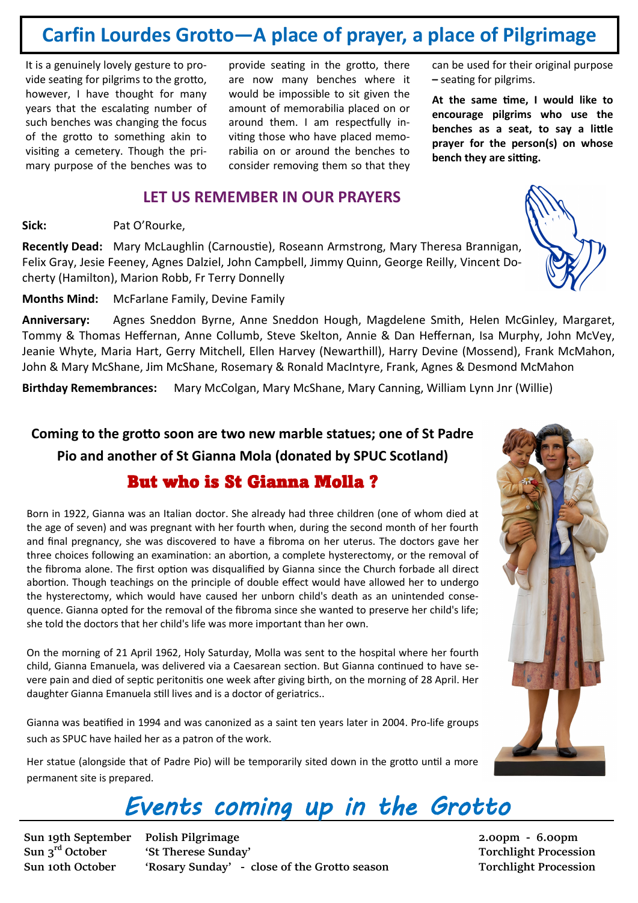# Carfin Lourdes Grotto—A place of prayer, a place of Pilgrimage

It is a genuinely lovely gesture to provide seating for pilgrims to the grotto, however, I have thought for many years that the escalating number of such benches was changing the focus of the grotto to something akin to visiting a cemetery. Though the primary purpose of the benches was to provide seating in the grotto, there are now many benches where it would be impossible to sit given the amount of memorabilia placed on or around them. I am respectfully inviting those who have placed memorabilia on or around the benches to consider removing them so that they can be used for their original purpose – seating for pilgrims.

**At the same time, I would like to encourage pilgrims who use the benches as a seat, to say a little prayer for the person(s) on whose bench they are sitting.**

## LET US REMEMBER IN OUR PRAYERS

**Sick:** Pat O'Rourke,

**Recently Dead:** Mary McLaughlin (Carnoustie), Roseann Armstrong, Mary Theresa Brannigan, Felix Gray, Jesie Feeney, Agnes Dalziel, John Campbell, Jimmy Quinn, George Reilly, Vincent Docherty (Hamilton), Marion Robb, Fr Terry Donnelly

**Months Mind:** McFarlane Family, Devine Family

**Anniversary:** Agnes Sneddon Byrne, Anne Sneddon Hough, Magdelene Smith, Helen McGinley, Margaret, Tommy & Thomas Heffernan, Anne Collumb, Steve Skelton, Annie & Dan Heffernan, Isa Murphy, John McVey, Jeanie Whyte, Maria Hart, Gerry Mitchell, Ellen Harvey (Newarthill), Harry Devine (Mossend), Frank McMahon, John & Mary McShane, Jim McShane, Rosemary & Ronald MacIntyre, Frank, Agnes & Desmond McMahon

**Birthday Remembrances:** Mary McColgan, Mary McShane, Mary Canning, William Lynn Jnr (Willie)

### Coming to the grotto soon are two new marble statues; one of St Padre Pio and another of St Gianna Mola (donated by SPUC Scotland)

## But who is St Gianna Molla ?

Born in 1922, Gianna was an Italian doctor. She already had three children (one of whom died at the age of seven) and was pregnant with her fourth when, during the second month of her fourth and final pregnancy, she was discovered to have a fibroma on her uterus. The doctors gave her three choices following an examination: an abortion, a complete hysterectomy, or the removal of the fibroma alone. The first option was disqualified by Gianna since the Church forbade all direct abortion. Though teachings on the principle of double effect would have allowed her to undergo the hysterectomy, which would have caused her unborn child's death as an unintended consequence. Gianna opted for the removal of the fibroma since she wanted to preserve her child's life; she told the doctors that her child's life was more important than her own.

On the morning of 21 April 1962, Holy Saturday, Molla was sent to the hospital where her fourth child, Gianna Emanuela, was delivered via a Caesarean section. But Gianna continued to have severe pain and died of septic peritonitis one week after giving birth, on the morning of 28 April. Her daughter Gianna Emanuela still lives and is a doctor of geriatrics..

Gianna was beatified in 1994 and was canonized as a saint ten years later in 2004. Pro-life groups such as SPUC have hailed her as a patron of the work.

Her statue (alongside that of Padre Pio) will be temporarily sited down in the grotto until a more permanent site is prepared.

## *Events coming up in the Grotto*

| | | |
|---|---|---|
| Sun 19th September | Polish Pilgrimage | 2.00pm - 6.00pm |
| Sun 3rd October | 'St Therese Sunday' | Torchlight Procession |
| Sun 10th October | 'Rosary Sunday' - close of the Grotto season | Torchlight Procession |